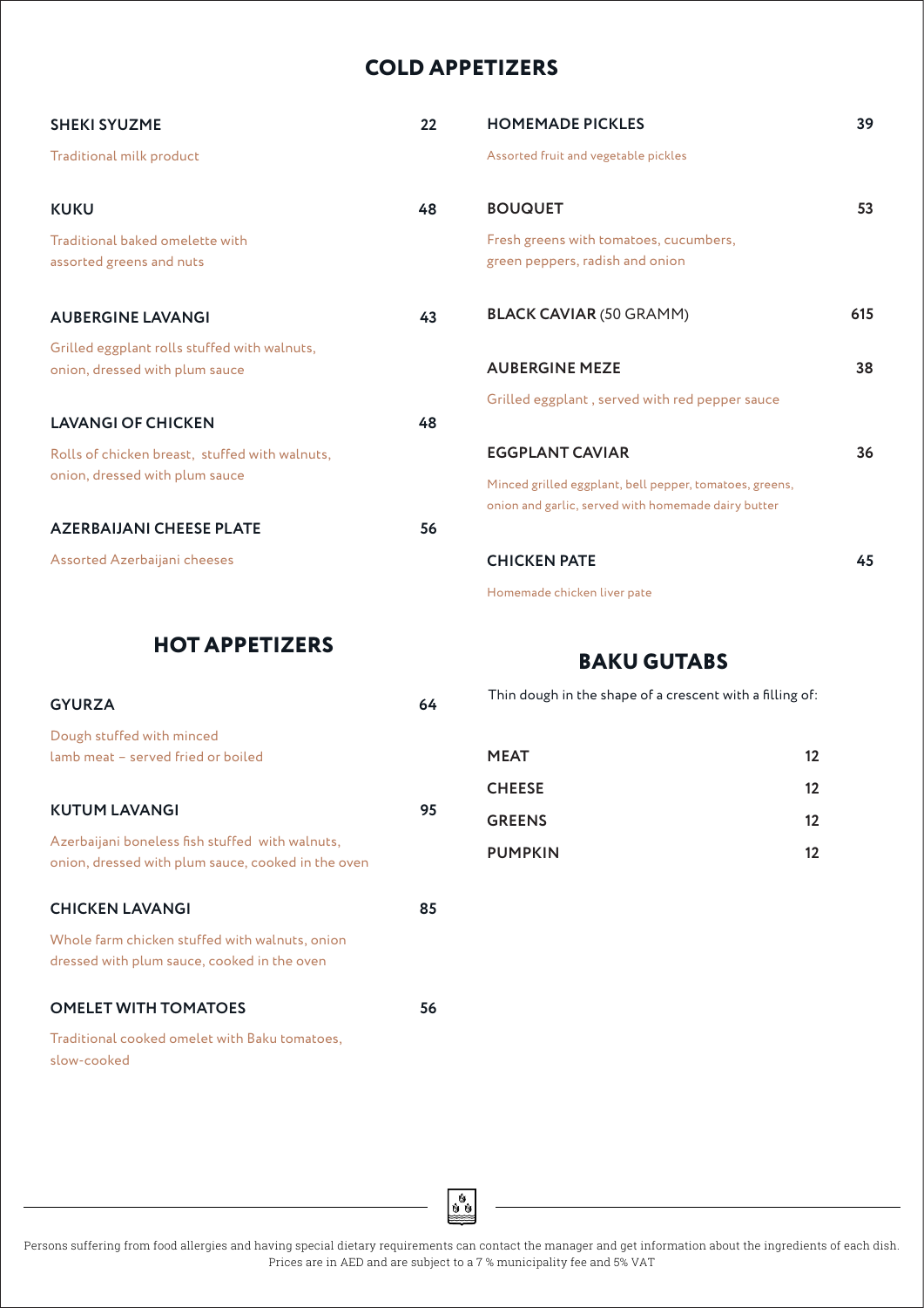# COLD APPETIZERS

**SHEKI SYUZME** 22

Traditional milk product

**KUKU** 48

Traditional baked omelette with assorted greens and nuts

**AUBERGINE LAVANGI** 43

Grilled eggplant rolls stuffed with walnuts, onion, dressed with plum sauce

**LAVANGI OF CHICKEN** 48

Rolls of chicken breast, stuffed with walnuts, onion, dressed with plum sauce

**AZERBAIJANI CHEESE PLATE** 56

Assorted Azerbaijani cheeses

**HOMEMADE PICKLES** 39

Assorted fruit and vegetable pickles

**BOUQUET** 53

Fresh greens with tomatoes, cucumbers, green peppers, radish and onion

**BLACK CAVIAR** (50 GRAMM) 615

**AUBERGINE MEZE** 38

Grilled eggplant , served with red pepper sauce

**EGGPLANT CAVIAR** 36

Minced grilled eggplant, bell pepper, tomatoes, greens, onion and garlic, served with homemade dairy butter

**CHICKEN PATE** 45

Homemade chicken liver pate

# HOT APPETIZERS

**GYURZA** 64

Dough stuffed with minced lamb meat – served fried or boiled

**KUTUM LAVANGI** 95

Azerbaijani boneless fish stuffed with walnuts, onion, dressed with plum sauce, cooked in the oven

**CHICKEN LAVANGI** 85

Whole farm chicken stuffed with walnuts, onion dressed with plum sauce, cooked in the oven

**OMELET WITH TOMATOES** 56

Traditional cooked omelet with Baku tomatoes, slow-cooked

# BAKU GUTABS

Thin dough in the shape of a crescent with a filling of:

**MEAT** 12

**CHEESE** 12

**GREENS** 12

**PUMPKIN** 12

Persons suffering from food allergies and having special dietary requirements can contact the manager and get information about the ingredients of each dish. Prices are in AED and are subject to a 7 % municipality fee and 5% VAT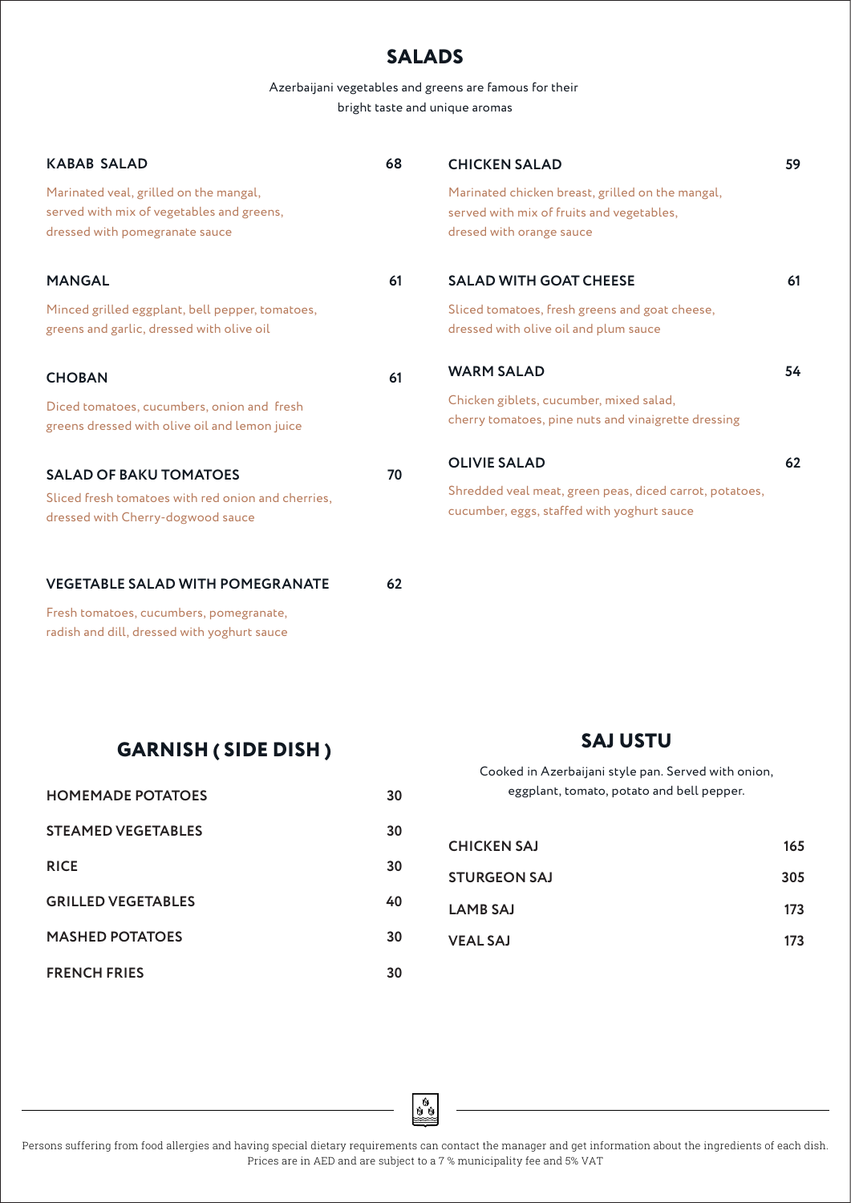## SALADS

Azerbaijani vegetables and greens are famous for their bright taste and unique aromas

**KABAB SALAD** — 68

Marinated veal, grilled on the mangal, served with mix of vegetables and greens, dressed with pomegranate sauce

**MANGAL** — 61

Minced grilled eggplant, bell pepper, tomatoes, greens and garlic, dressed with olive oil

**CHOBAN** — 61

Diced tomatoes, cucumbers, onion and fresh greens dressed with olive oil and lemon juice

**SALAD OF BAKU TOMATOES** — 70

Sliced fresh tomatoes with red onion and cherries, dressed with Cherry-dogwood sauce

**VEGETABLE SALAD WITH POMEGRANATE** — 62

Fresh tomatoes, cucumbers, pomegranate, radish and dill, dressed with yoghurt sauce

**CHICKEN SALAD** — 59

Marinated chicken breast, grilled on the mangal, served with mix of fruits and vegetables, dresed with orange sauce

**SALAD WITH GOAT CHEESE** — 61

Sliced tomatoes, fresh greens and goat cheese, dressed with olive oil and plum sauce

**WARM SALAD** — 54

Chicken giblets, cucumber, mixed salad, cherry tomatoes, pine nuts and vinaigrette dressing

**OLIVIE SALAD** — 62

Shredded veal meat, green peas, diced carrot, potatoes, cucumber, eggs, staffed with yoghurt sauce

## GARNISH ( SIDE DISH )

| | |
|---|---|
| HOMEMADE POTATOES | 30 |
| STEAMED VEGETABLES | 30 |
| RICE | 30 |
| GRILLED VEGETABLES | 40 |
| MASHED POTATOES | 30 |
| FRENCH FRIES | 30 |

## SAJ USTU

Cooked in Azerbaijani style pan. Served with onion, eggplant, tomato, potato and bell pepper.

| | |
|---|---|
| CHICKEN SAJ | 165 |
| STURGEON SAJ | 305 |
| LAMB SAJ | 173 |
| VEAL SAJ | 173 |

Persons suffering from food allergies and having special dietary requirements can contact the manager and get information about the ingredients of each dish. Prices are in AED and are subject to a 7 % municipality fee and 5% VAT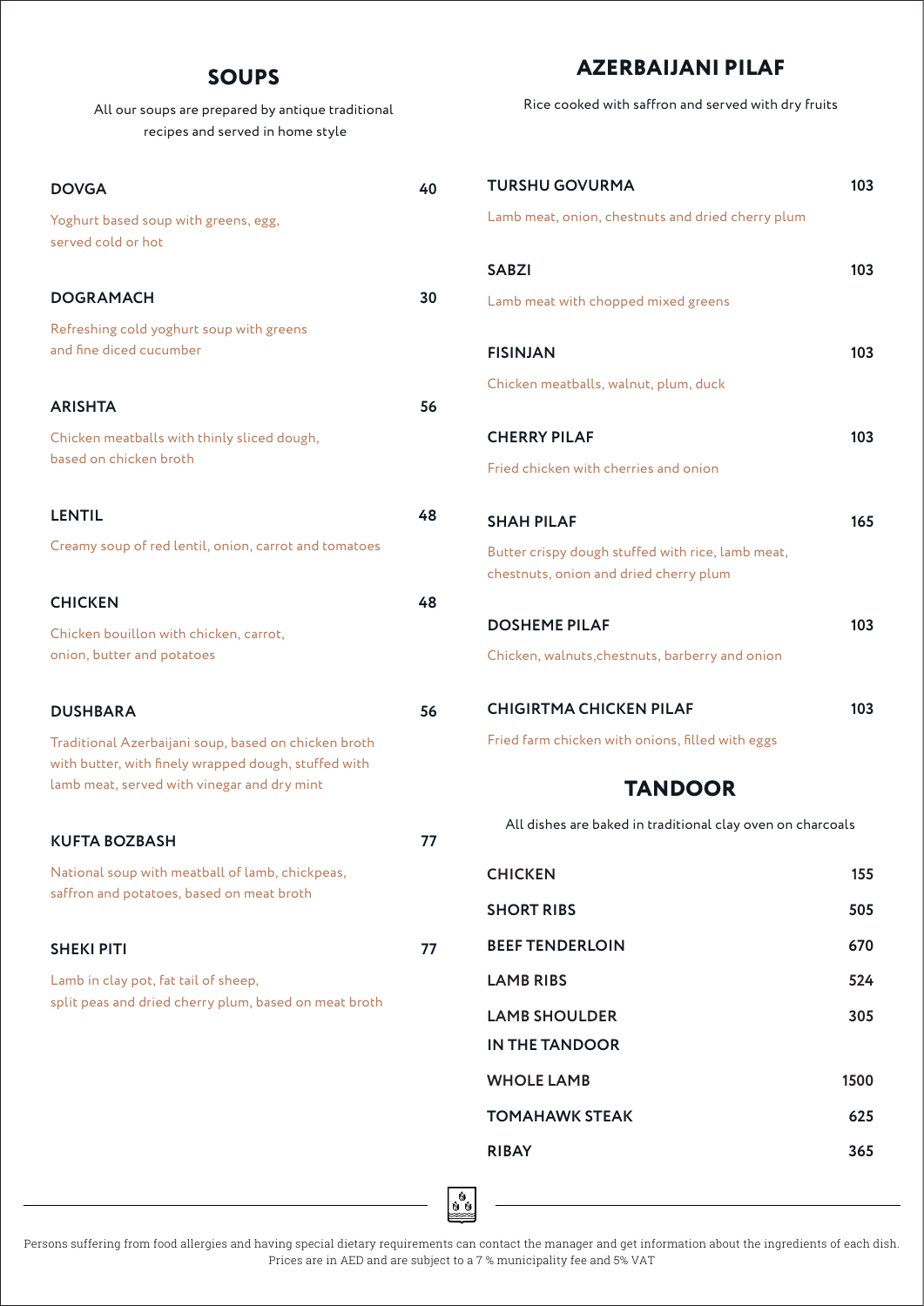## SOUPS

All our soups are prepared by antique traditional recipes and served in home style

**DOVGA** — 40

Yoghurt based soup with greens, egg, served cold or hot

**DOGRAMACH** — 30

Refreshing cold yoghurt soup with greens and fine diced cucumber

**ARISHTA** — 56

Chicken meatballs with thinly sliced dough, based on chicken broth

**LENTIL** — 48

Creamy soup of red lentil, onion, carrot and tomatoes

**CHICKEN** — 48

Chicken bouillon with chicken, carrot, onion, butter and potatoes

**DUSHBARA** — 56

Traditional Azerbaijani soup, based on chicken broth with butter, with finely wrapped dough, stuffed with lamb meat, served with vinegar and dry mint

**KUFTA BOZBASH** — 77

National soup with meatball of lamb, chickpeas, saffron and potatoes, based on meat broth

**SHEKI PITI** — 77

Lamb in clay pot, fat tail of sheep, split peas and dried cherry plum, based on meat broth

## AZERBAIJANI PILAF

Rice cooked with saffron and served with dry fruits

**TURSHU GOVURMA** — 103

Lamb meat, onion, chestnuts and dried cherry plum

**SABZI** — 103

Lamb meat with chopped mixed greens

**FISINJAN** — 103

Chicken meatballs, walnut, plum, duck

**CHERRY PILAF** — 103

Fried chicken with cherries and onion

**SHAH PILAF** — 165

Butter crispy dough stuffed with rice, lamb meat, chestnuts, onion and dried cherry plum

**DOSHEME PILAF** — 103

Chicken, walnuts,chestnuts, barberry and onion

**CHIGIRTMA CHICKEN PILAF** — 103

Fried farm chicken with onions, filled with eggs

## TANDOOR

All dishes are baked in traditional clay oven on charcoals

| Dish | Price |
| --- | --- |
| **CHICKEN** | 155 |
| **SHORT RIBS** | 505 |
| **BEEF TENDERLOIN** | 670 |
| **LAMB RIBS** | 524 |
| **LAMB SHOULDER IN THE TANDOOR** | 305 |
| **WHOLE LAMB** | 1500 |
| **TOMAHAWK STEAK** | 625 |
| **RIBAY** | 365 |

Persons suffering from food allergies and having special dietary requirements can contact the manager and get information about the ingredients of each dish. Prices are in AED and are subject to a 7 % municipality fee and 5% VAT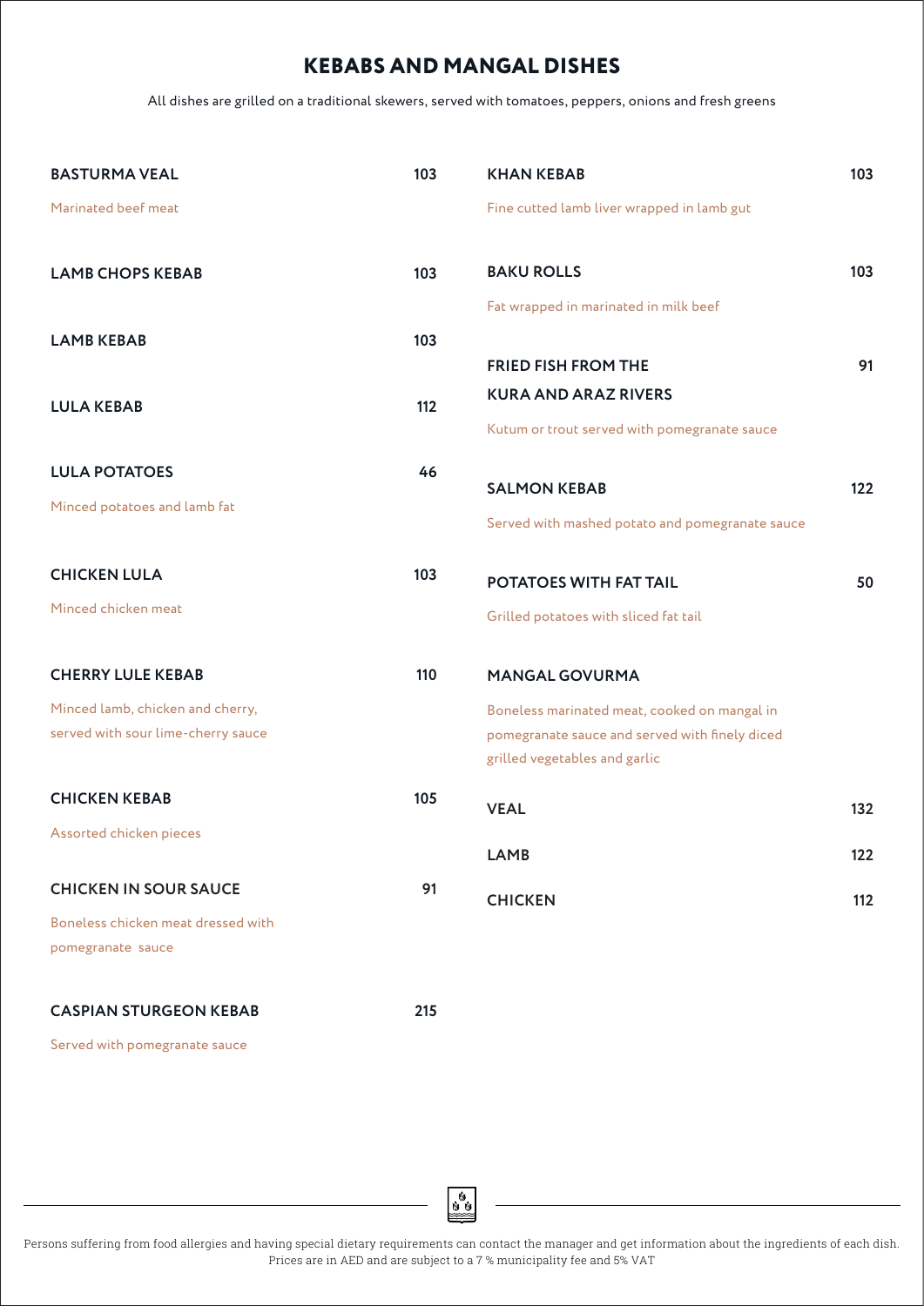# KEBABS AND MANGAL DISHES

All dishes are grilled on a traditional skewers, served with tomatoes, peppers, onions and fresh greens

**BASTURMA VEAL** 103

Marinated beef meat

**LAMB CHOPS KEBAB** 103

**LAMB KEBAB** 103

**LULA KEBAB** 112

**LULA POTATOES** 46

Minced potatoes and lamb fat

**CHICKEN LULA** 103

Minced chicken meat

**CHERRY LULE KEBAB** 110

Minced lamb, chicken and cherry, served with sour lime-cherry sauce

**CHICKEN KEBAB** 105

Assorted chicken pieces

**CHICKEN IN SOUR SAUCE** 91

Boneless chicken meat dressed with pomegranate sauce

**CASPIAN STURGEON KEBAB** 215

Served with pomegranate sauce

**KHAN KEBAB** 103

Fine cutted lamb liver wrapped in lamb gut

**BAKU ROLLS** 103

Fat wrapped in marinated in milk beef

**FRIED FISH FROM THE KURA AND ARAZ RIVERS** 91

Kutum or trout served with pomegranate sauce

**SALMON KEBAB** 122

Served with mashed potato and pomegranate sauce

**POTATOES WITH FAT TAIL** 50

Grilled potatoes with sliced fat tail

**MANGAL GOVURMA**

Boneless marinated meat, cooked on mangal in pomegranate sauce and served with finely diced grilled vegetables and garlic

**VEAL** 132

**LAMB** 122

**CHICKEN** 112

Persons suffering from food allergies and having special dietary requirements can contact the manager and get information about the ingredients of each dish. Prices are in AED and are subject to a 7 % municipality fee and 5% VAT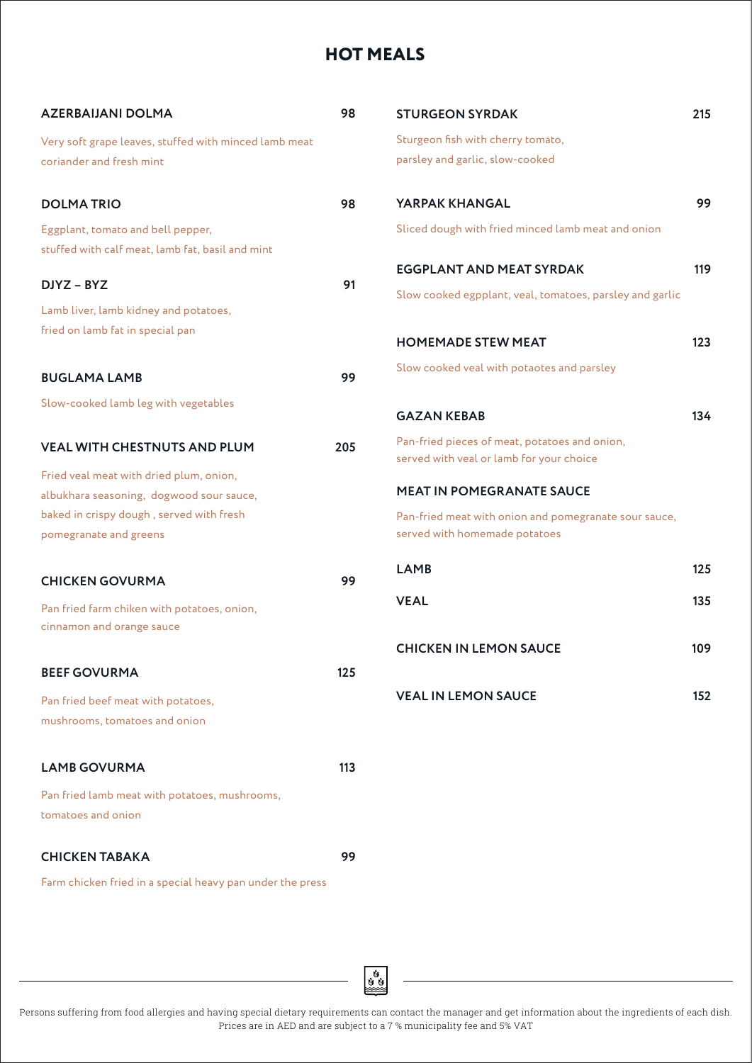# HOT MEALS

**AZERBAIJANI DOLMA** 98

Very soft grape leaves, stuffed with minced lamb meat coriander and fresh mint

**DOLMA TRIO** 98

Eggplant, tomato and bell pepper, stuffed with calf meat, lamb fat, basil and mint

**DJYZ – BYZ** 91

Lamb liver, lamb kidney and potatoes, fried on lamb fat in special pan

**BUGLAMA LAMB** 99

Slow-cooked lamb leg with vegetables

**VEAL WITH CHESTNUTS AND PLUM** 205

Fried veal meat with dried plum, onion, albukhara seasoning, dogwood sour sauce, baked in crispy dough , served with fresh pomegranate and greens

**CHICKEN GOVURMA** 99

Pan fried farm chiken with potatoes, onion, cinnamon and orange sauce

**BEEF GOVURMA** 125

Pan fried beef meat with potatoes, mushrooms, tomatoes and onion

**LAMB GOVURMA** 113

Pan fried lamb meat with potatoes, mushrooms, tomatoes and onion

**CHICKEN TABAKA** 99

Farm chicken fried in a special heavy pan under the press

**STURGEON SYRDAK** 215

Sturgeon fish with cherry tomato, parsley and garlic, slow-cooked

**YARPAK KHANGAL** 99

Sliced dough with fried minced lamb meat and onion

**EGGPLANT AND MEAT SYRDAK** 119

Slow cooked egpplant, veal, tomatoes, parsley and garlic

**HOMEMADE STEW MEAT** 123

Slow cooked veal with potaotes and parsley

**GAZAN KEBAB** 134

Pan-fried pieces of meat, potatoes and onion, served with veal or lamb for your choice

**MEAT IN POMEGRANATE SAUCE**

Pan-fried meat with onion and pomegranate sour sauce, served with homemade potatoes

**LAMB** 125

**VEAL** 135

**CHICKEN IN LEMON SAUCE** 109

**VEAL IN LEMON SAUCE** 152

Persons suffering from food allergies and having special dietary requirements can contact the manager and get information about the ingredients of each dish. Prices are in AED and are subject to a 7 % municipality fee and 5% VAT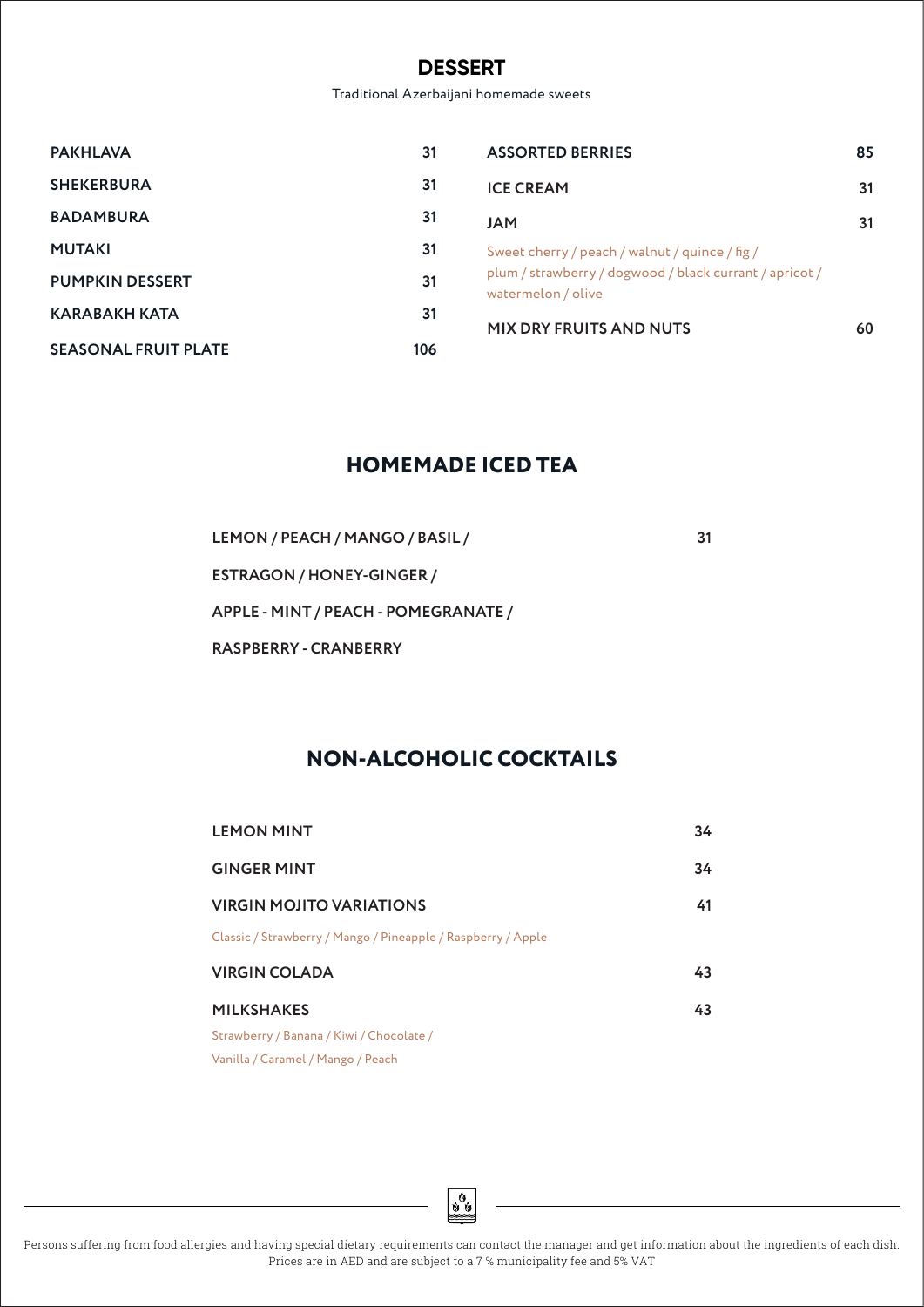## DESSERT

Traditional Azerbaijani homemade sweets

| Item | Price |
|---|---|
| PAKHLAVA | 31 |
| SHEKERBURA | 31 |
| BADAMBURA | 31 |
| MUTAKI | 31 |
| PUMPKIN DESSERT | 31 |
| KARABAKH KATA | 31 |
| SEASONAL FRUIT PLATE | 106 |
| ASSORTED BERRIES | 85 |
| ICE CREAM | 31 |
| JAM | 31 |

Sweet cherry / peach / walnut / quince / fig / plum / strawberry / dogwood / black currant / apricot / watermelon / olive

| Item | Price |
|---|---|
| MIX DRY FRUITS AND NUTS | 60 |

## HOMEMADE ICED TEA

**LEMON / PEACH / MANGO / BASIL / ESTRAGON / HONEY-GINGER / APPLE - MINT / PEACH - POMEGRANATE / RASPBERRY - CRANBERRY** — 31

## NON-ALCOHOLIC COCKTAILS

| Item | Price |
|---|---|
| LEMON MINT | 34 |
| GINGER MINT | 34 |
| VIRGIN MOJITO VARIATIONS | 41 |

Classic / Strawberry / Mango / Pineapple / Raspberry / Apple

| Item | Price |
|---|---|
| VIRGIN COLADA | 43 |
| MILKSHAKES | 43 |

Strawberry / Banana / Kiwi / Chocolate / Vanilla / Caramel / Mango / Peach

Persons suffering from food allergies and having special dietary requirements can contact the manager and get information about the ingredients of each dish.
Prices are in AED and are subject to a 7 % municipality fee and 5% VAT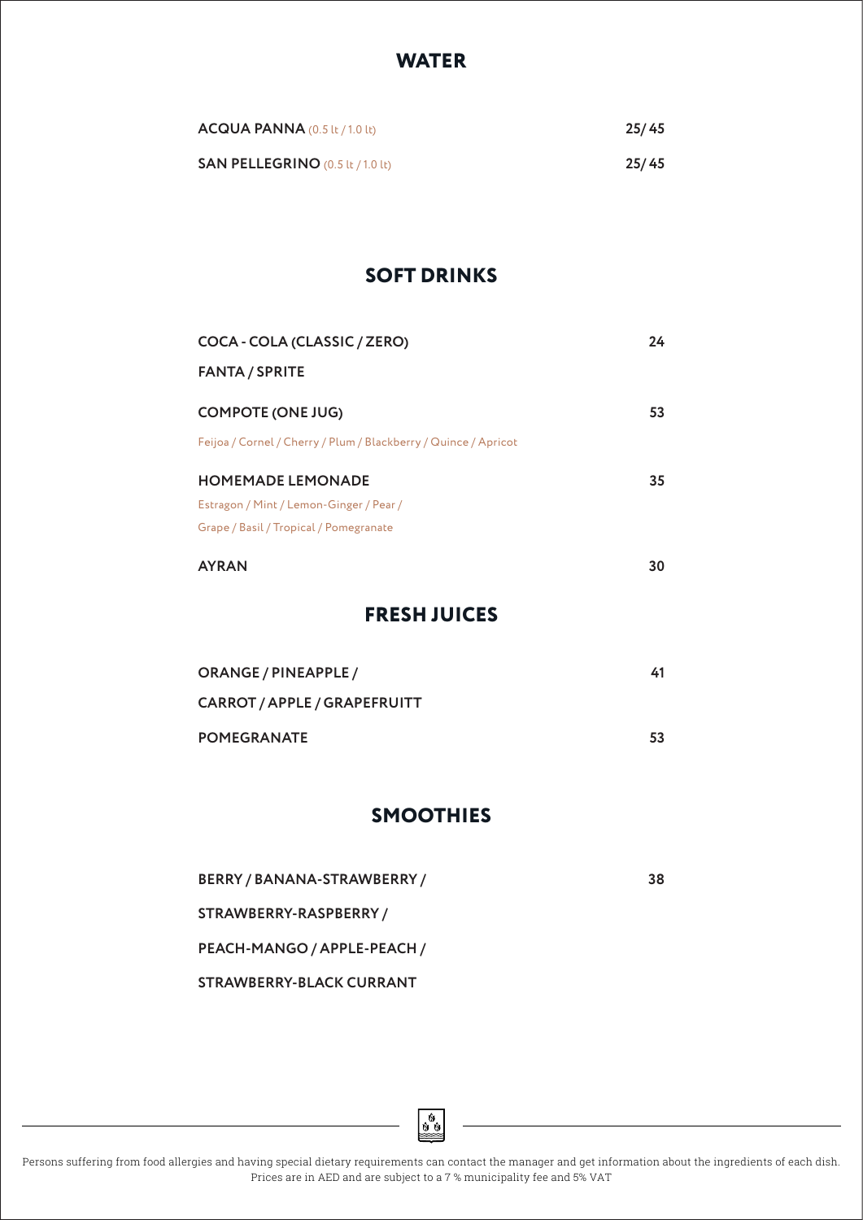## WATER

**ACQUA PANNA** (0.5 lt / 1.0 lt) — **25/ 45**

**SAN PELLEGRINO** (0.5 lt / 1.0 lt) — **25/ 45**

## SOFT DRINKS

**COCA - COLA (CLASSIC / ZERO)** — **24**
**FANTA / SPRITE**

**COMPOTE (ONE JUG)** — **53**
Feijoa / Cornel / Cherry / Plum / Blackberry / Quince / Apricot

**HOMEMADE LEMONADE** — **35**
Estragon / Mint / Lemon-Ginger / Pear /
Grape / Basil / Tropical / Pomegranate

**AYRAN** — **30**

## FRESH JUICES

**ORANGE / PINEAPPLE /** — **41**
**CARROT / APPLE / GRAPEFRUITT**

**POMEGRANATE** — **53**

## SMOOTHIES

**BERRY / BANANA-STRAWBERRY /** — **38**
**STRAWBERRY-RASPBERRY /**
**PEACH-MANGO / APPLE-PEACH /**
**STRAWBERRY-BLACK CURRANT**

Persons suffering from food allergies and having special dietary requirements can contact the manager and get information about the ingredients of each dish. Prices are in AED and are subject to a 7 % municipality fee and 5% VAT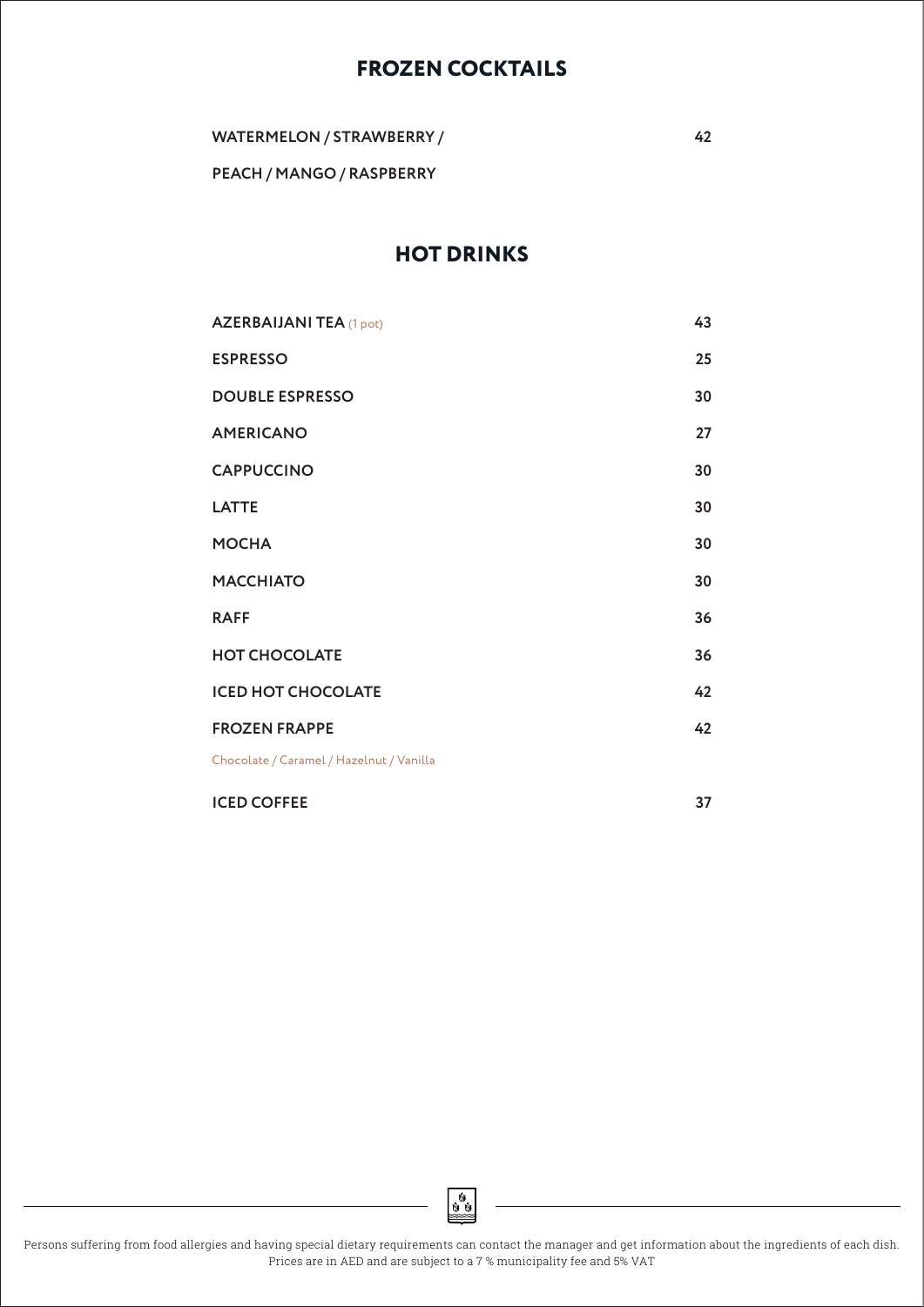## FROZEN COCKTAILS

| | |
|---|---|
| **WATERMELON / STRAWBERRY / PEACH / MANGO / RASPBERRY** | 42 |

## HOT DRINKS

| | |
|---|---|
| **AZERBAIJANI TEA** (1 pot) | 43 |
| **ESPRESSO** | 25 |
| **DOUBLE ESPRESSO** | 30 |
| **AMERICANO** | 27 |
| **CAPPUCCINO** | 30 |
| **LATTE** | 30 |
| **MOCHA** | 30 |
| **MACCHIATO** | 30 |
| **RAFF** | 36 |
| **HOT CHOCOLATE** | 36 |
| **ICED HOT CHOCOLATE** | 42 |
| **FROZEN FRAPPE**<br>Chocolate / Caramel / Hazelnut / Vanilla | 42 |
| **ICED COFFEE** | 37 |

Persons suffering from food allergies and having special dietary requirements can contact the manager and get information about the ingredients of each dish.
Prices are in AED and are subject to a 7 % municipality fee and 5% VAT